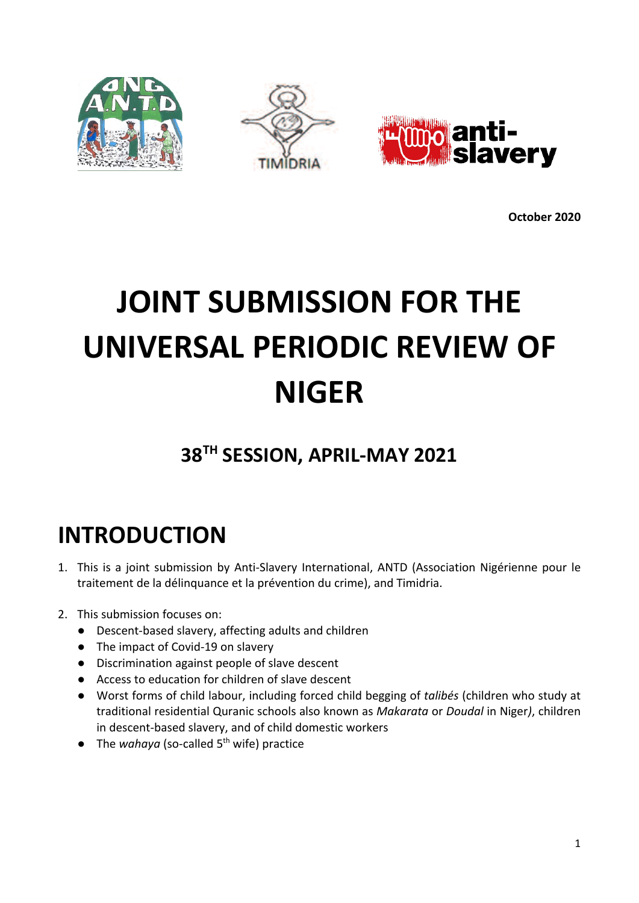October 2020

# JOINT SUBMISSION FOR THE UNIVERSAL PERIODIC REVIEW OF NIGER

## 38TH SESSION, APRIL-MAY 2021

## INTRODUCTION

1. This is a joint submission by Anti-Slavery International, ANTD (Association Nigérienne pour le traitement de la délinquance et la prévention du crime), and Timidria.

2. This submission focuses on:
   - Descent-based slavery, affecting adults and children
   - The impact of Covid-19 on slavery
   - Discrimination against people of slave descent
   - Access to education for children of slave descent
   - Worst forms of child labour, including forced child begging of *talibés* (children who study at traditional residential Quranic schools also known as *Makarata* or *Doudal* in Niger*)*, children in descent-based slavery, and of child domestic workers
   - The *wahaya* (so-called 5th wife) practice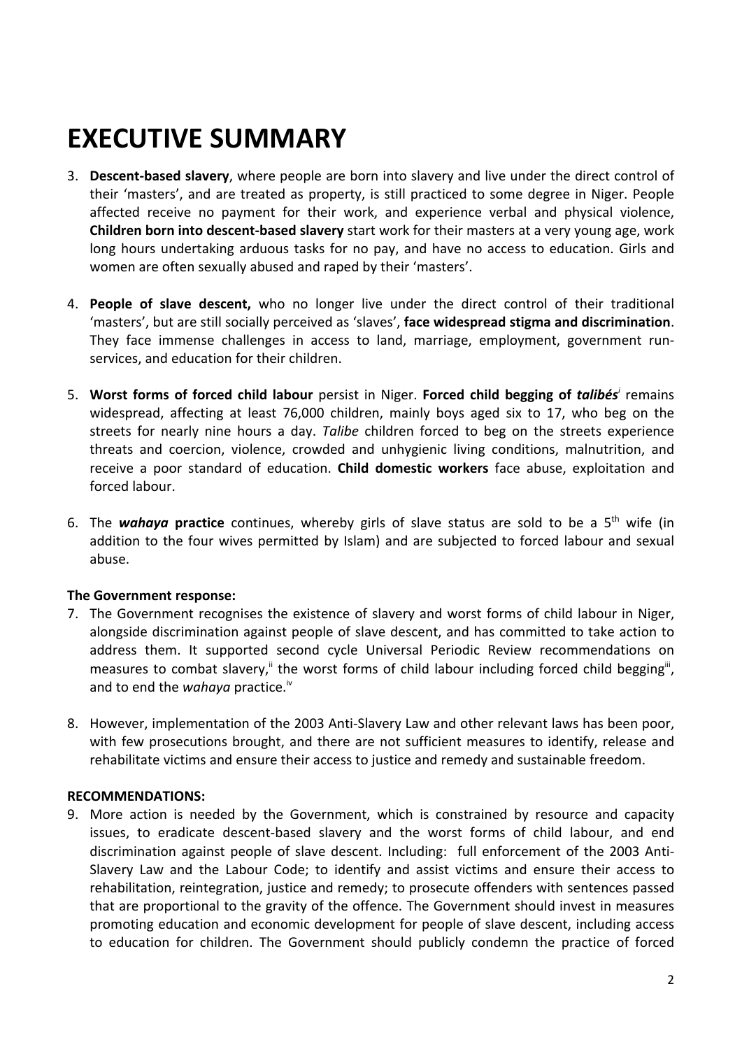# EXECUTIVE SUMMARY

3. **Descent-based slavery**, where people are born into slavery and live under the direct control of their 'masters', and are treated as property, is still practiced to some degree in Niger. People affected receive no payment for their work, and experience verbal and physical violence, **Children born into descent-based slavery** start work for their masters at a very young age, work long hours undertaking arduous tasks for no pay, and have no access to education. Girls and women are often sexually abused and raped by their 'masters'.

4. **People of slave descent,** who no longer live under the direct control of their traditional 'masters', but are still socially perceived as 'slaves', **face widespread stigma and discrimination**. They face immense challenges in access to land, marriage, employment, government run-services, and education for their children.

5. **Worst forms of forced child labour** persist in Niger. **Forced child begging of *talibés***[i] remains widespread, affecting at least 76,000 children, mainly boys aged six to 17, who beg on the streets for nearly nine hours a day. *Talibe* children forced to beg on the streets experience threats and coercion, violence, crowded and unhygienic living conditions, malnutrition, and receive a poor standard of education. **Child domestic workers** face abuse, exploitation and forced labour.

6. The ***wahaya* practice** continues, whereby girls of slave status are sold to be a 5th wife (in addition to the four wives permitted by Islam) and are subjected to forced labour and sexual abuse.

**The Government response:**

7. The Government recognises the existence of slavery and worst forms of child labour in Niger, alongside discrimination against people of slave descent, and has committed to take action to address them. It supported second cycle Universal Periodic Review recommendations on measures to combat slavery,[ii] the worst forms of child labour including forced child begging[iii], and to end the *wahaya* practice.[iv]

8. However, implementation of the 2003 Anti-Slavery Law and other relevant laws has been poor, with few prosecutions brought, and there are not sufficient measures to identify, release and rehabilitate victims and ensure their access to justice and remedy and sustainable freedom.

**RECOMMENDATIONS:**

9. More action is needed by the Government, which is constrained by resource and capacity issues, to eradicate descent-based slavery and the worst forms of child labour, and end discrimination against people of slave descent. Including: full enforcement of the 2003 Anti-Slavery Law and the Labour Code; to identify and assist victims and ensure their access to rehabilitation, reintegration, justice and remedy; to prosecute offenders with sentences passed that are proportional to the gravity of the offence. The Government should invest in measures promoting education and economic development for people of slave descent, including access to education for children. The Government should publicly condemn the practice of forced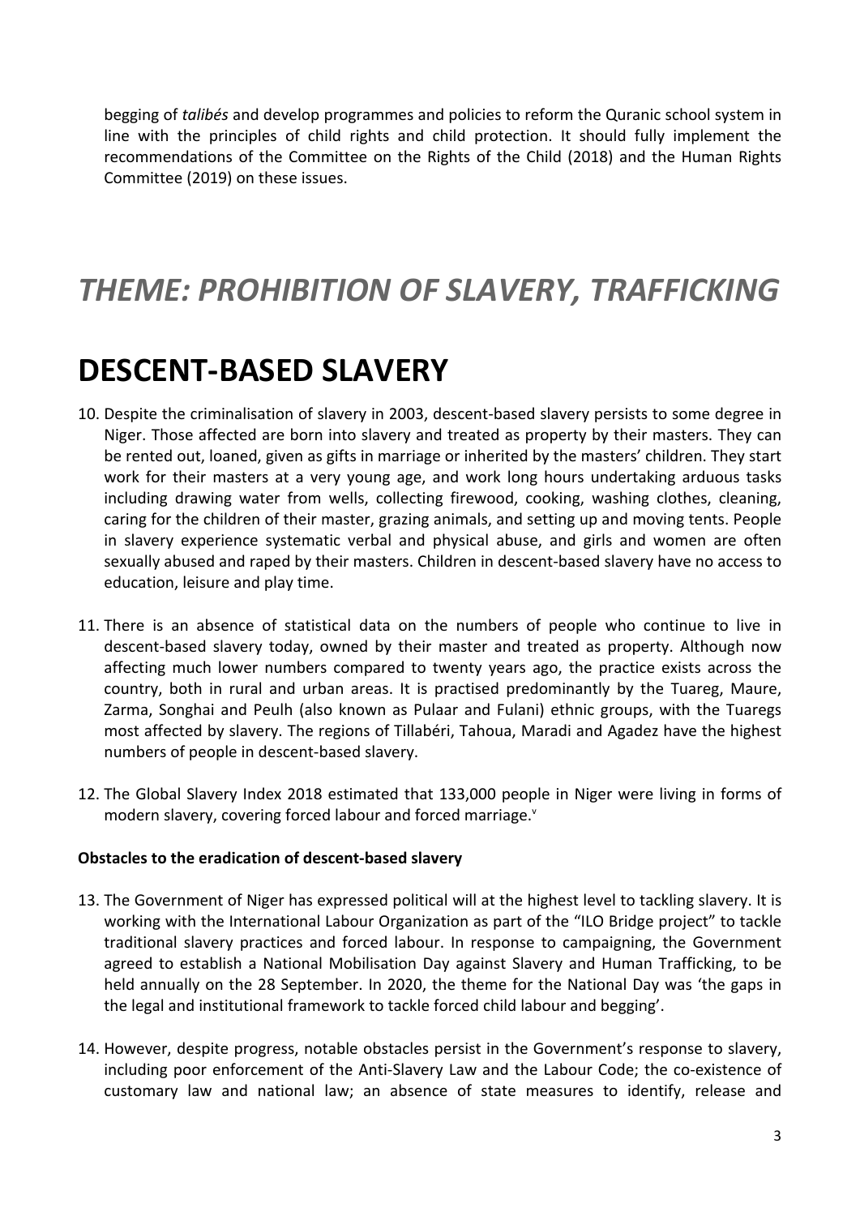begging of *talibés* and develop programmes and policies to reform the Quranic school system in line with the principles of child rights and child protection. It should fully implement the recommendations of the Committee on the Rights of the Child (2018) and the Human Rights Committee (2019) on these issues.

# *THEME: PROHIBITION OF SLAVERY, TRAFFICKING*

# DESCENT-BASED SLAVERY

10. Despite the criminalisation of slavery in 2003, descent-based slavery persists to some degree in Niger. Those affected are born into slavery and treated as property by their masters. They can be rented out, loaned, given as gifts in marriage or inherited by the masters' children. They start work for their masters at a very young age, and work long hours undertaking arduous tasks including drawing water from wells, collecting firewood, cooking, washing clothes, cleaning, caring for the children of their master, grazing animals, and setting up and moving tents. People in slavery experience systematic verbal and physical abuse, and girls and women are often sexually abused and raped by their masters. Children in descent-based slavery have no access to education, leisure and play time.

11. There is an absence of statistical data on the numbers of people who continue to live in descent-based slavery today, owned by their master and treated as property. Although now affecting much lower numbers compared to twenty years ago, the practice exists across the country, both in rural and urban areas. It is practised predominantly by the Tuareg, Maure, Zarma, Songhai and Peulh (also known as Pulaar and Fulani) ethnic groups, with the Tuaregs most affected by slavery. The regions of Tillabéri, Tahoua, Maradi and Agadez have the highest numbers of people in descent-based slavery.

12. The Global Slavery Index 2018 estimated that 133,000 people in Niger were living in forms of modern slavery, covering forced labour and forced marriage.[v]

**Obstacles to the eradication of descent-based slavery**

13. The Government of Niger has expressed political will at the highest level to tackling slavery. It is working with the International Labour Organization as part of the "ILO Bridge project" to tackle traditional slavery practices and forced labour. In response to campaigning, the Government agreed to establish a National Mobilisation Day against Slavery and Human Trafficking, to be held annually on the 28 September. In 2020, the theme for the National Day was 'the gaps in the legal and institutional framework to tackle forced child labour and begging'.

14. However, despite progress, notable obstacles persist in the Government's response to slavery, including poor enforcement of the Anti-Slavery Law and the Labour Code; the co-existence of customary law and national law; an absence of state measures to identify, release and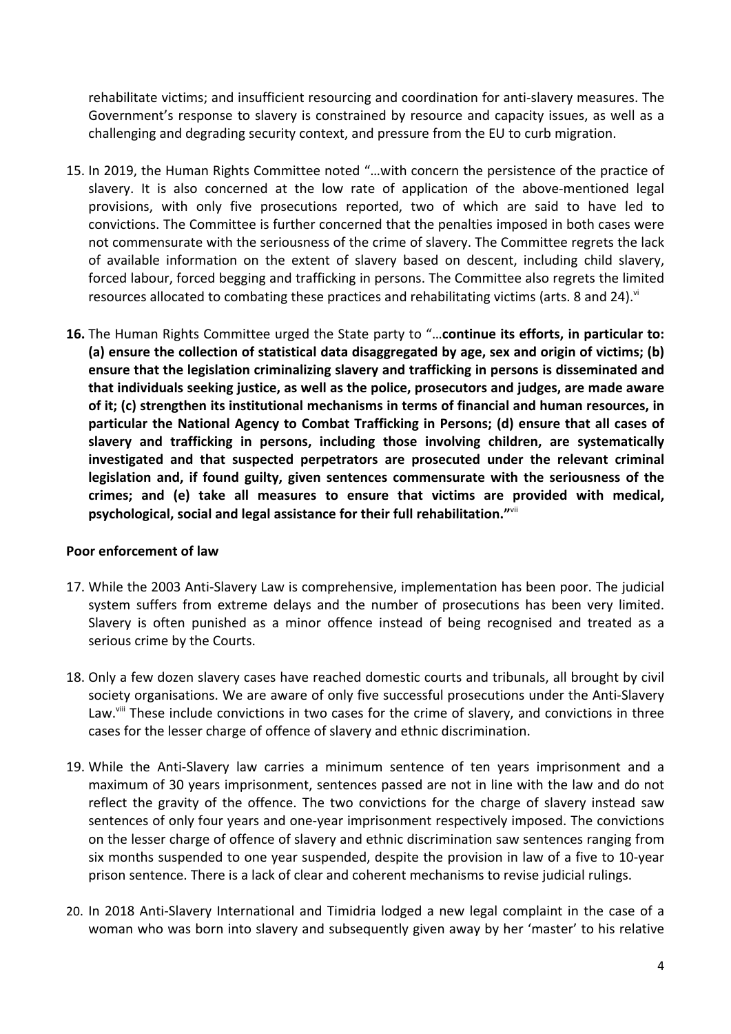rehabilitate victims; and insufficient resourcing and coordination for anti-slavery measures. The Government's response to slavery is constrained by resource and capacity issues, as well as a challenging and degrading security context, and pressure from the EU to curb migration.

15. In 2019, the Human Rights Committee noted "…with concern the persistence of the practice of slavery. It is also concerned at the low rate of application of the above-mentioned legal provisions, with only five prosecutions reported, two of which are said to have led to convictions. The Committee is further concerned that the penalties imposed in both cases were not commensurate with the seriousness of the crime of slavery. The Committee regrets the lack of available information on the extent of slavery based on descent, including child slavery, forced labour, forced begging and trafficking in persons. The Committee also regrets the limited resources allocated to combating these practices and rehabilitating victims (arts. 8 and 24).[vi]

**16.** The Human Rights Committee urged the State party to "…**continue its efforts, in particular to: (a) ensure the collection of statistical data disaggregated by age, sex and origin of victims; (b) ensure that the legislation criminalizing slavery and trafficking in persons is disseminated and that individuals seeking justice, as well as the police, prosecutors and judges, are made aware of it; (c) strengthen its institutional mechanisms in terms of financial and human resources, in particular the National Agency to Combat Trafficking in Persons; (d) ensure that all cases of slavery and trafficking in persons, including those involving children, are systematically investigated and that suspected perpetrators are prosecuted under the relevant criminal legislation and, if found guilty, given sentences commensurate with the seriousness of the crimes; and (e) take all measures to ensure that victims are provided with medical, psychological, social and legal assistance for their full rehabilitation."**[vii]

**Poor enforcement of law**

17. While the 2003 Anti-Slavery Law is comprehensive, implementation has been poor. The judicial system suffers from extreme delays and the number of prosecutions has been very limited. Slavery is often punished as a minor offence instead of being recognised and treated as a serious crime by the Courts.

18. Only a few dozen slavery cases have reached domestic courts and tribunals, all brought by civil society organisations. We are aware of only five successful prosecutions under the Anti-Slavery Law.[viii] These include convictions in two cases for the crime of slavery, and convictions in three cases for the lesser charge of offence of slavery and ethnic discrimination.

19. While the Anti-Slavery law carries a minimum sentence of ten years imprisonment and a maximum of 30 years imprisonment, sentences passed are not in line with the law and do not reflect the gravity of the offence. The two convictions for the charge of slavery instead saw sentences of only four years and one-year imprisonment respectively imposed. The convictions on the lesser charge of offence of slavery and ethnic discrimination saw sentences ranging from six months suspended to one year suspended, despite the provision in law of a five to 10-year prison sentence. There is a lack of clear and coherent mechanisms to revise judicial rulings.

20. In 2018 Anti-Slavery International and Timidria lodged a new legal complaint in the case of a woman who was born into slavery and subsequently given away by her 'master' to his relative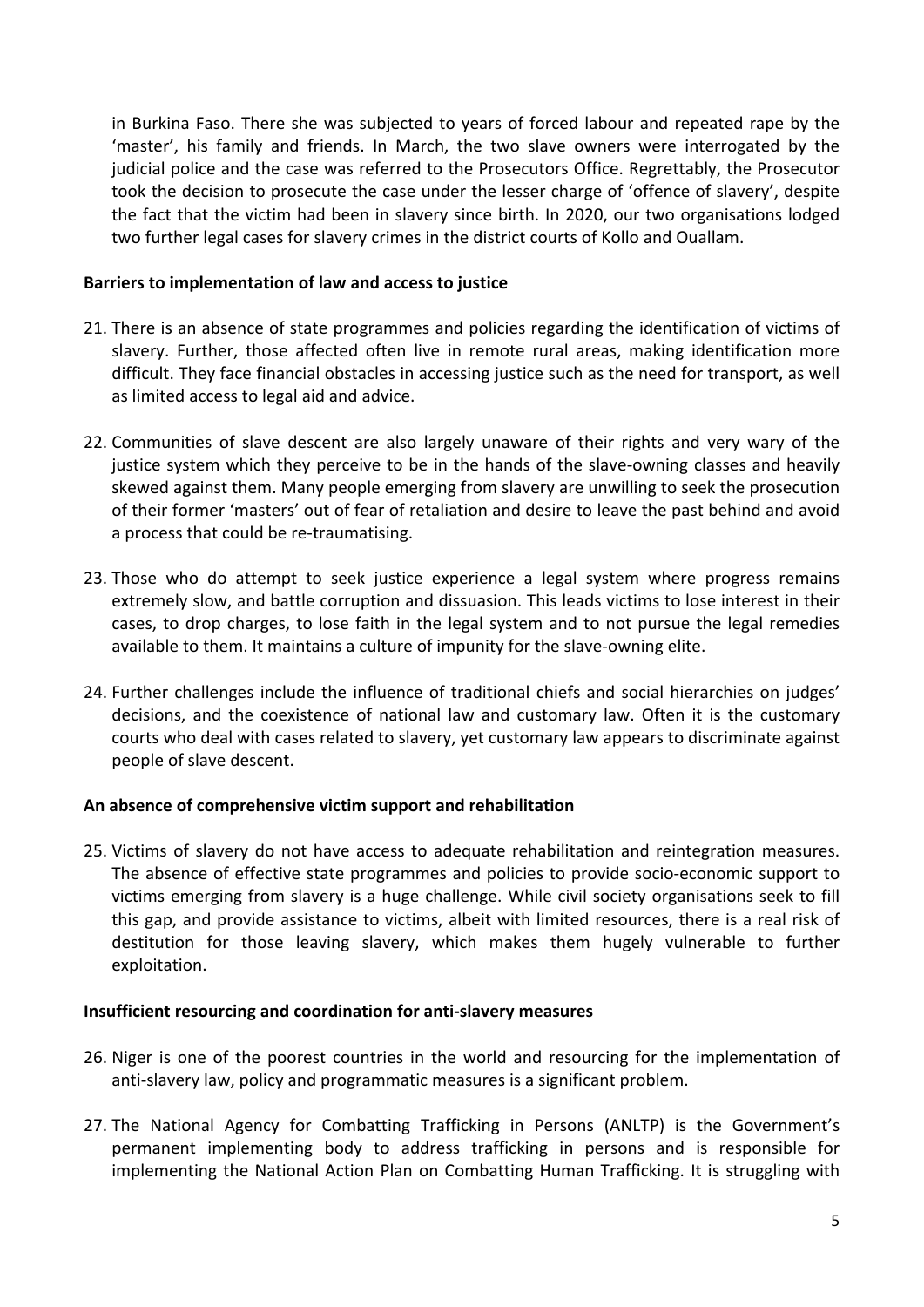in Burkina Faso. There she was subjected to years of forced labour and repeated rape by the 'master', his family and friends. In March, the two slave owners were interrogated by the judicial police and the case was referred to the Prosecutors Office. Regrettably, the Prosecutor took the decision to prosecute the case under the lesser charge of 'offence of slavery', despite the fact that the victim had been in slavery since birth. In 2020, our two organisations lodged two further legal cases for slavery crimes in the district courts of Kollo and Ouallam.

**Barriers to implementation of law and access to justice**

21. There is an absence of state programmes and policies regarding the identification of victims of slavery. Further, those affected often live in remote rural areas, making identification more difficult. They face financial obstacles in accessing justice such as the need for transport, as well as limited access to legal aid and advice.

22. Communities of slave descent are also largely unaware of their rights and very wary of the justice system which they perceive to be in the hands of the slave-owning classes and heavily skewed against them. Many people emerging from slavery are unwilling to seek the prosecution of their former 'masters' out of fear of retaliation and desire to leave the past behind and avoid a process that could be re-traumatising.

23. Those who do attempt to seek justice experience a legal system where progress remains extremely slow, and battle corruption and dissuasion. This leads victims to lose interest in their cases, to drop charges, to lose faith in the legal system and to not pursue the legal remedies available to them. It maintains a culture of impunity for the slave-owning elite.

24. Further challenges include the influence of traditional chiefs and social hierarchies on judges' decisions, and the coexistence of national law and customary law. Often it is the customary courts who deal with cases related to slavery, yet customary law appears to discriminate against people of slave descent.

**An absence of comprehensive victim support and rehabilitation**

25. Victims of slavery do not have access to adequate rehabilitation and reintegration measures. The absence of effective state programmes and policies to provide socio-economic support to victims emerging from slavery is a huge challenge. While civil society organisations seek to fill this gap, and provide assistance to victims, albeit with limited resources, there is a real risk of destitution for those leaving slavery, which makes them hugely vulnerable to further exploitation.

**Insufficient resourcing and coordination for anti-slavery measures**

26. Niger is one of the poorest countries in the world and resourcing for the implementation of anti-slavery law, policy and programmatic measures is a significant problem.

27. The National Agency for Combatting Trafficking in Persons (ANLTP) is the Government's permanent implementing body to address trafficking in persons and is responsible for implementing the National Action Plan on Combatting Human Trafficking. It is struggling with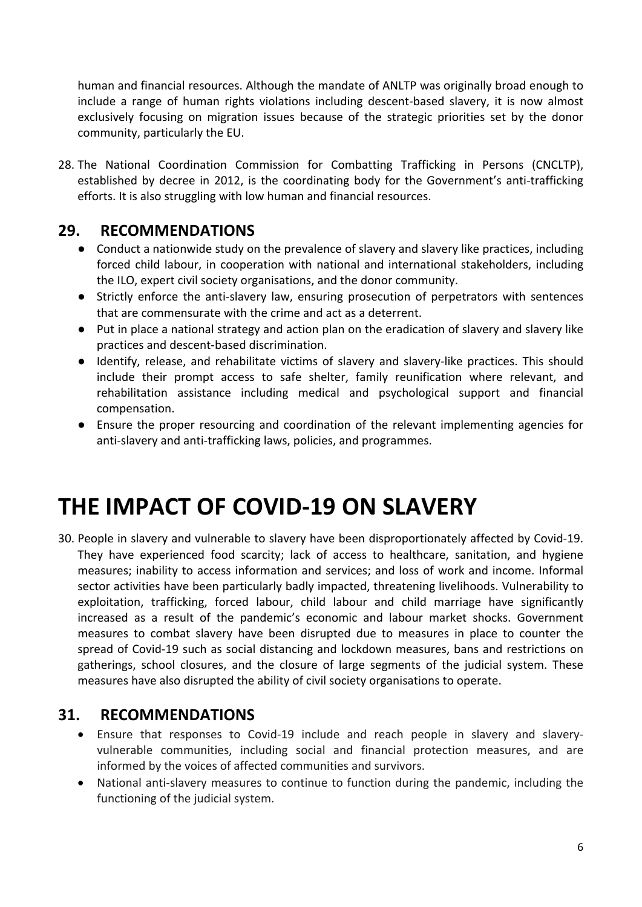human and financial resources. Although the mandate of ANLTP was originally broad enough to include a range of human rights violations including descent-based slavery, it is now almost exclusively focusing on migration issues because of the strategic priorities set by the donor community, particularly the EU.

28. The National Coordination Commission for Combatting Trafficking in Persons (CNCLTP), established by decree in 2012, is the coordinating body for the Government's anti-trafficking efforts. It is also struggling with low human and financial resources.

## 29. RECOMMENDATIONS

- Conduct a nationwide study on the prevalence of slavery and slavery like practices, including forced child labour, in cooperation with national and international stakeholders, including the ILO, expert civil society organisations, and the donor community.
- Strictly enforce the anti-slavery law, ensuring prosecution of perpetrators with sentences that are commensurate with the crime and act as a deterrent.
- Put in place a national strategy and action plan on the eradication of slavery and slavery like practices and descent-based discrimination.
- Identify, release, and rehabilitate victims of slavery and slavery-like practices. This should include their prompt access to safe shelter, family reunification where relevant, and rehabilitation assistance including medical and psychological support and financial compensation.
- Ensure the proper resourcing and coordination of the relevant implementing agencies for anti-slavery and anti-trafficking laws, policies, and programmes.

# THE IMPACT OF COVID-19 ON SLAVERY

30. People in slavery and vulnerable to slavery have been disproportionately affected by Covid-19. They have experienced food scarcity; lack of access to healthcare, sanitation, and hygiene measures; inability to access information and services; and loss of work and income. Informal sector activities have been particularly badly impacted, threatening livelihoods. Vulnerability to exploitation, trafficking, forced labour, child labour and child marriage have significantly increased as a result of the pandemic's economic and labour market shocks. Government measures to combat slavery have been disrupted due to measures in place to counter the spread of Covid-19 such as social distancing and lockdown measures, bans and restrictions on gatherings, school closures, and the closure of large segments of the judicial system. These measures have also disrupted the ability of civil society organisations to operate.

## 31. RECOMMENDATIONS

- Ensure that responses to Covid-19 include and reach people in slavery and slavery-vulnerable communities, including social and financial protection measures, and are informed by the voices of affected communities and survivors.
- National anti-slavery measures to continue to function during the pandemic, including the functioning of the judicial system.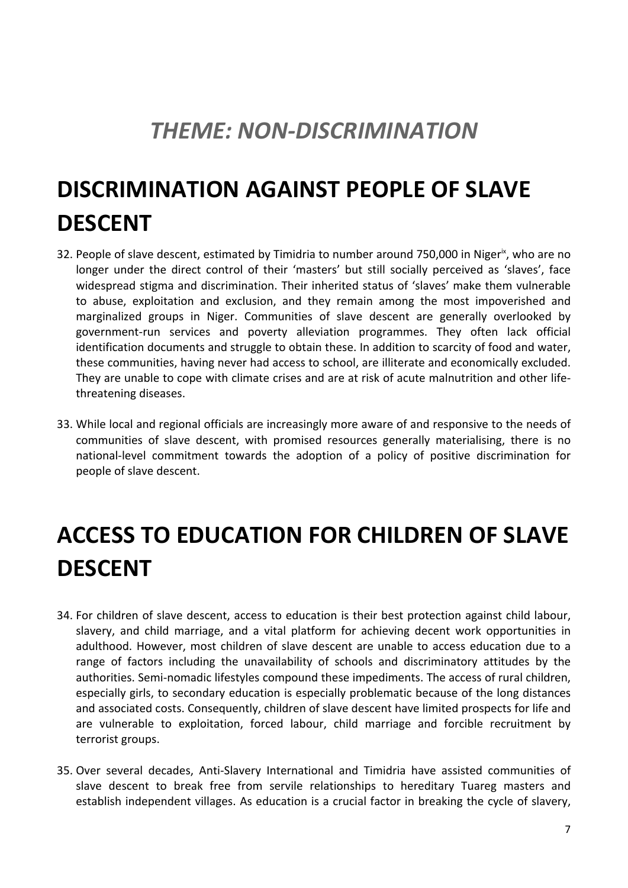# *THEME: NON-DISCRIMINATION*

# DISCRIMINATION AGAINST PEOPLE OF SLAVE DESCENT

32. People of slave descent, estimated by Timidria to number around 750,000 in Niger[ix], who are no longer under the direct control of their 'masters' but still socially perceived as 'slaves', face widespread stigma and discrimination. Their inherited status of 'slaves' make them vulnerable to abuse, exploitation and exclusion, and they remain among the most impoverished and marginalized groups in Niger. Communities of slave descent are generally overlooked by government-run services and poverty alleviation programmes. They often lack official identification documents and struggle to obtain these. In addition to scarcity of food and water, these communities, having never had access to school, are illiterate and economically excluded. They are unable to cope with climate crises and are at risk of acute malnutrition and other life-threatening diseases.

33. While local and regional officials are increasingly more aware of and responsive to the needs of communities of slave descent, with promised resources generally materialising, there is no national-level commitment towards the adoption of a policy of positive discrimination for people of slave descent.

# ACCESS TO EDUCATION FOR CHILDREN OF SLAVE DESCENT

34. For children of slave descent, access to education is their best protection against child labour, slavery, and child marriage, and a vital platform for achieving decent work opportunities in adulthood. However, most children of slave descent are unable to access education due to a range of factors including the unavailability of schools and discriminatory attitudes by the authorities. Semi-nomadic lifestyles compound these impediments. The access of rural children, especially girls, to secondary education is especially problematic because of the long distances and associated costs. Consequently, children of slave descent have limited prospects for life and are vulnerable to exploitation, forced labour, child marriage and forcible recruitment by terrorist groups.

35. Over several decades, Anti-Slavery International and Timidria have assisted communities of slave descent to break free from servile relationships to hereditary Tuareg masters and establish independent villages. As education is a crucial factor in breaking the cycle of slavery,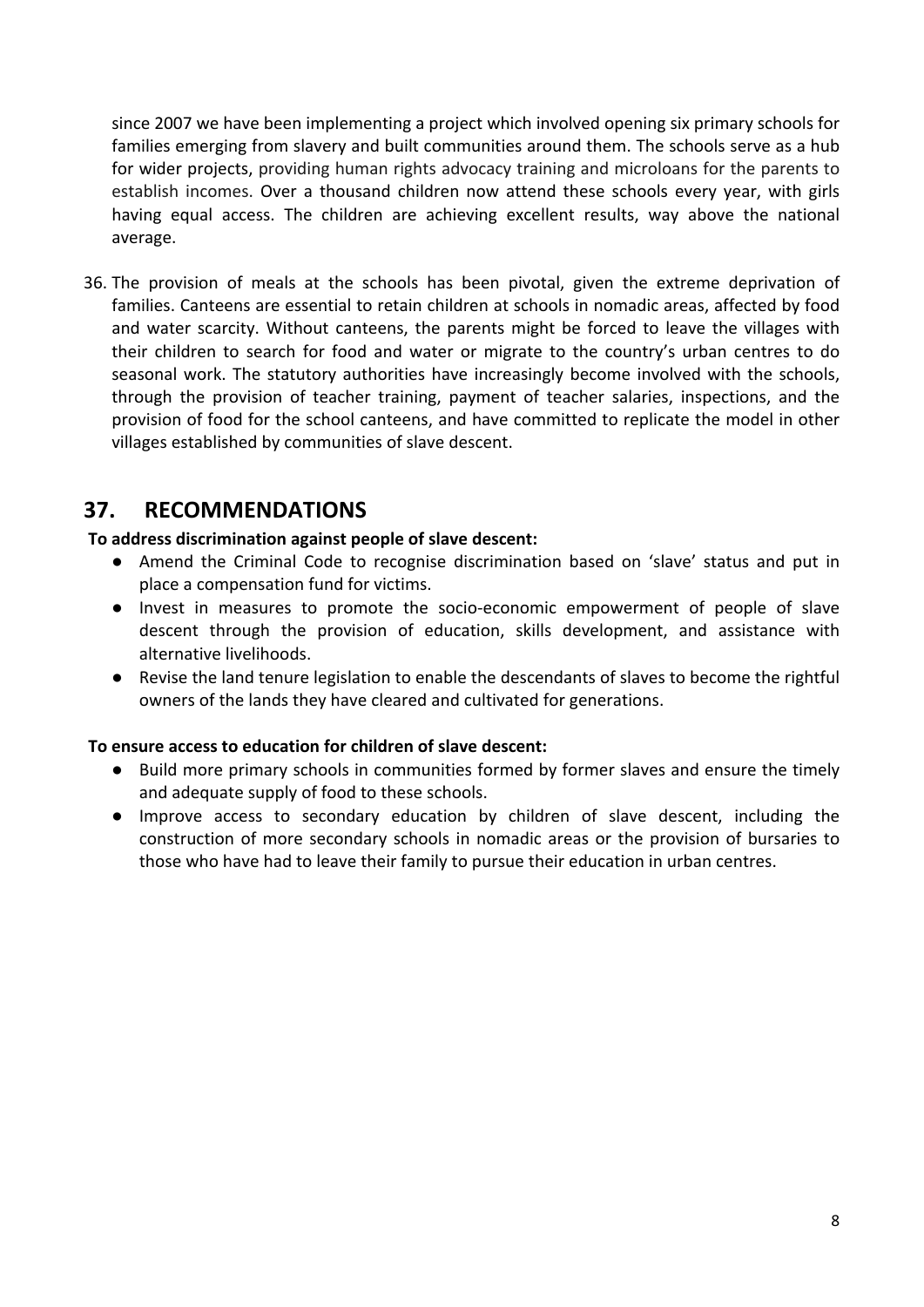since 2007 we have been implementing a project which involved opening six primary schools for families emerging from slavery and built communities around them. The schools serve as a hub for wider projects, providing human rights advocacy training and microloans for the parents to establish incomes. Over a thousand children now attend these schools every year, with girls having equal access. The children are achieving excellent results, way above the national average.

36. The provision of meals at the schools has been pivotal, given the extreme deprivation of families. Canteens are essential to retain children at schools in nomadic areas, affected by food and water scarcity. Without canteens, the parents might be forced to leave the villages with their children to search for food and water or migrate to the country's urban centres to do seasonal work. The statutory authorities have increasingly become involved with the schools, through the provision of teacher training, payment of teacher salaries, inspections, and the provision of food for the school canteens, and have committed to replicate the model in other villages established by communities of slave descent.

## 37. RECOMMENDATIONS

**To address discrimination against people of slave descent:**

- Amend the Criminal Code to recognise discrimination based on 'slave' status and put in place a compensation fund for victims.
- Invest in measures to promote the socio-economic empowerment of people of slave descent through the provision of education, skills development, and assistance with alternative livelihoods.
- Revise the land tenure legislation to enable the descendants of slaves to become the rightful owners of the lands they have cleared and cultivated for generations.

**To ensure access to education for children of slave descent:**

- Build more primary schools in communities formed by former slaves and ensure the timely and adequate supply of food to these schools.
- Improve access to secondary education by children of slave descent, including the construction of more secondary schools in nomadic areas or the provision of bursaries to those who have had to leave their family to pursue their education in urban centres.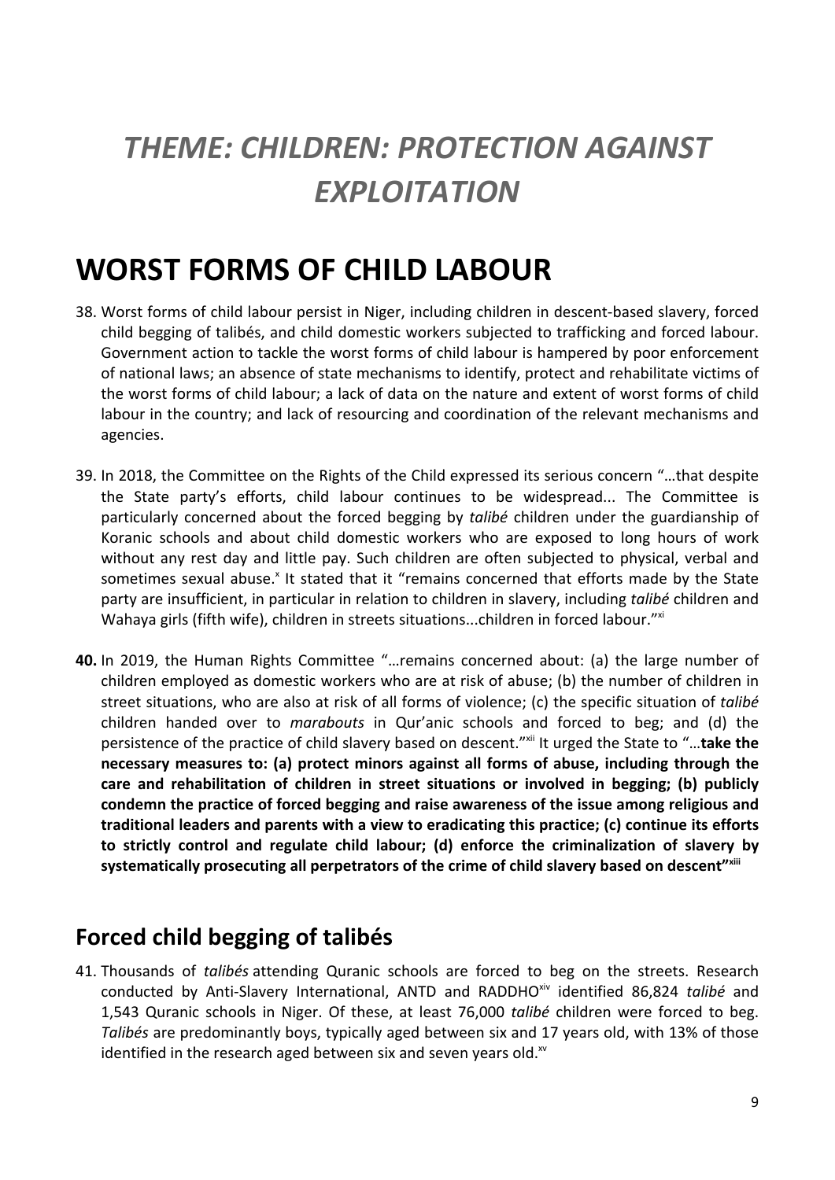# *THEME: CHILDREN: PROTECTION AGAINST EXPLOITATION*

# WORST FORMS OF CHILD LABOUR

38. Worst forms of child labour persist in Niger, including children in descent-based slavery, forced child begging of talibés, and child domestic workers subjected to trafficking and forced labour. Government action to tackle the worst forms of child labour is hampered by poor enforcement of national laws; an absence of state mechanisms to identify, protect and rehabilitate victims of the worst forms of child labour; a lack of data on the nature and extent of worst forms of child labour in the country; and lack of resourcing and coordination of the relevant mechanisms and agencies.

39. In 2018, the Committee on the Rights of the Child expressed its serious concern "…that despite the State party's efforts, child labour continues to be widespread... The Committee is particularly concerned about the forced begging by *talibé* children under the guardianship of Koranic schools and about child domestic workers who are exposed to long hours of work without any rest day and little pay. Such children are often subjected to physical, verbal and sometimes sexual abuse.[x] It stated that it "remains concerned that efforts made by the State party are insufficient, in particular in relation to children in slavery, including *talibé* children and Wahaya girls (fifth wife), children in streets situations...children in forced labour."[xi]

**40.** In 2019, the Human Rights Committee "…remains concerned about: (a) the large number of children employed as domestic workers who are at risk of abuse; (b) the number of children in street situations, who are also at risk of all forms of violence; (c) the specific situation of *talibé* children handed over to *marabouts* in Qur'anic schools and forced to beg; and (d) the persistence of the practice of child slavery based on descent."[xii] It urged the State to "…**take the necessary measures to: (a) protect minors against all forms of abuse, including through the care and rehabilitation of children in street situations or involved in begging; (b) publicly condemn the practice of forced begging and raise awareness of the issue among religious and traditional leaders and parents with a view to eradicating this practice; (c) continue its efforts to strictly control and regulate child labour; (d) enforce the criminalization of slavery by systematically prosecuting all perpetrators of the crime of child slavery based on descent"**[xiii]

## Forced child begging of talibés

41. Thousands of *talibés* attending Quranic schools are forced to beg on the streets. Research conducted by Anti-Slavery International, ANTD and RADDHO[xiv] identified 86,824 *talibé* and 1,543 Quranic schools in Niger. Of these, at least 76,000 *talibé* children were forced to beg. *Talibés* are predominantly boys, typically aged between six and 17 years old, with 13% of those identified in the research aged between six and seven years old.[xv]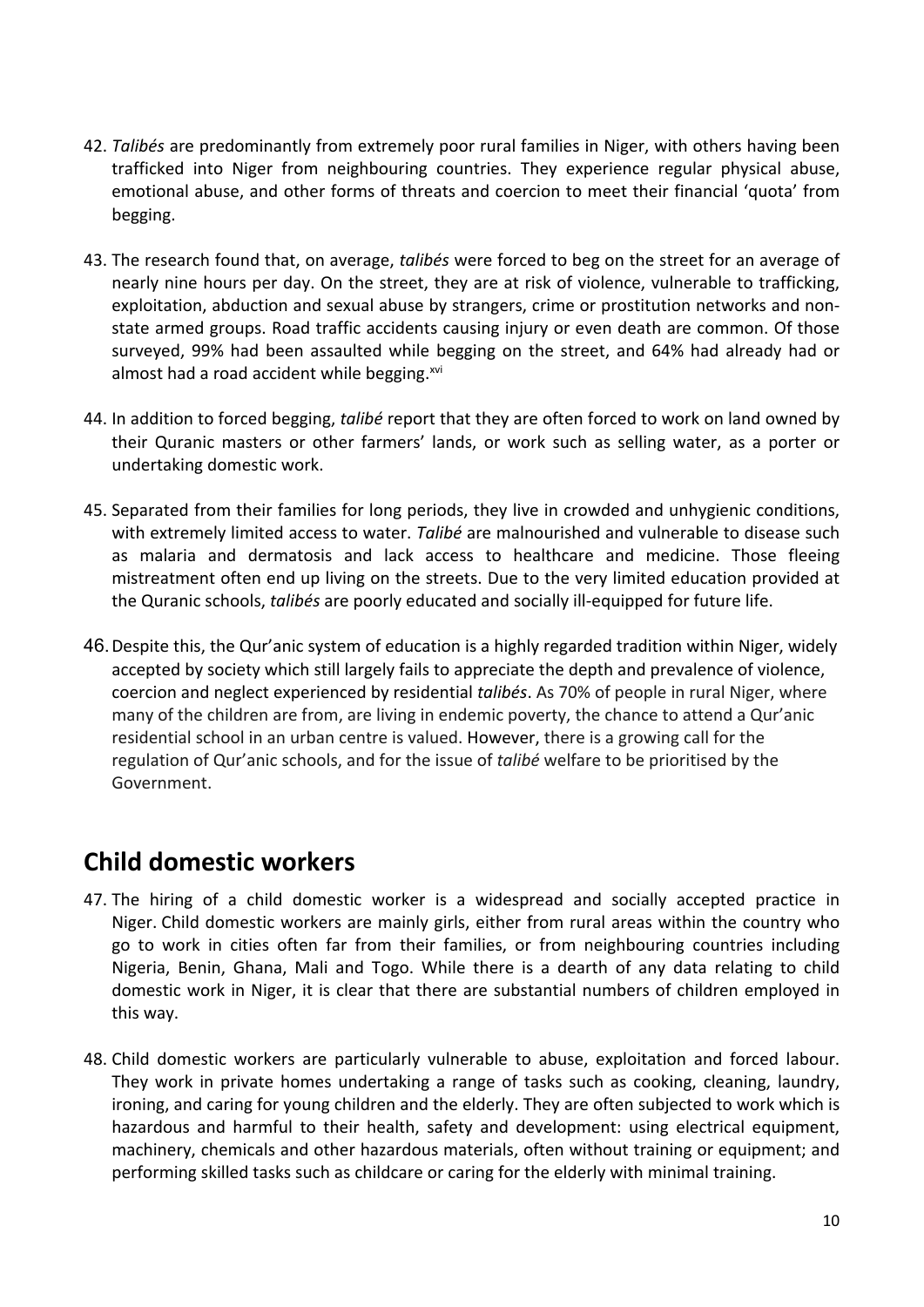42. *Talibés* are predominantly from extremely poor rural families in Niger, with others having been trafficked into Niger from neighbouring countries. They experience regular physical abuse, emotional abuse, and other forms of threats and coercion to meet their financial 'quota' from begging.

43. The research found that, on average, *talibés* were forced to beg on the street for an average of nearly nine hours per day. On the street, they are at risk of violence, vulnerable to trafficking, exploitation, abduction and sexual abuse by strangers, crime or prostitution networks and non-state armed groups. Road traffic accidents causing injury or even death are common. Of those surveyed, 99% had been assaulted while begging on the street, and 64% had already had or almost had a road accident while begging.[xvi]

44. In addition to forced begging, *talibé* report that they are often forced to work on land owned by their Quranic masters or other farmers' lands, or work such as selling water, as a porter or undertaking domestic work.

45. Separated from their families for long periods, they live in crowded and unhygienic conditions, with extremely limited access to water. *Talibé* are malnourished and vulnerable to disease such as malaria and dermatosis and lack access to healthcare and medicine. Those fleeing mistreatment often end up living on the streets. Due to the very limited education provided at the Quranic schools, *talibés* are poorly educated and socially ill-equipped for future life.

46. Despite this, the Qur'anic system of education is a highly regarded tradition within Niger, widely accepted by society which still largely fails to appreciate the depth and prevalence of violence, coercion and neglect experienced by residential *talibés*. As 70% of people in rural Niger, where many of the children are from, are living in endemic poverty, the chance to attend a Qur'anic residential school in an urban centre is valued. However, there is a growing call for the regulation of Qur'anic schools, and for the issue of *talibé* welfare to be prioritised by the Government.

## Child domestic workers

47. The hiring of a child domestic worker is a widespread and socially accepted practice in Niger. Child domestic workers are mainly girls, either from rural areas within the country who go to work in cities often far from their families, or from neighbouring countries including Nigeria, Benin, Ghana, Mali and Togo. While there is a dearth of any data relating to child domestic work in Niger, it is clear that there are substantial numbers of children employed in this way.

48. Child domestic workers are particularly vulnerable to abuse, exploitation and forced labour. They work in private homes undertaking a range of tasks such as cooking, cleaning, laundry, ironing, and caring for young children and the elderly. They are often subjected to work which is hazardous and harmful to their health, safety and development: using electrical equipment, machinery, chemicals and other hazardous materials, often without training or equipment; and performing skilled tasks such as childcare or caring for the elderly with minimal training.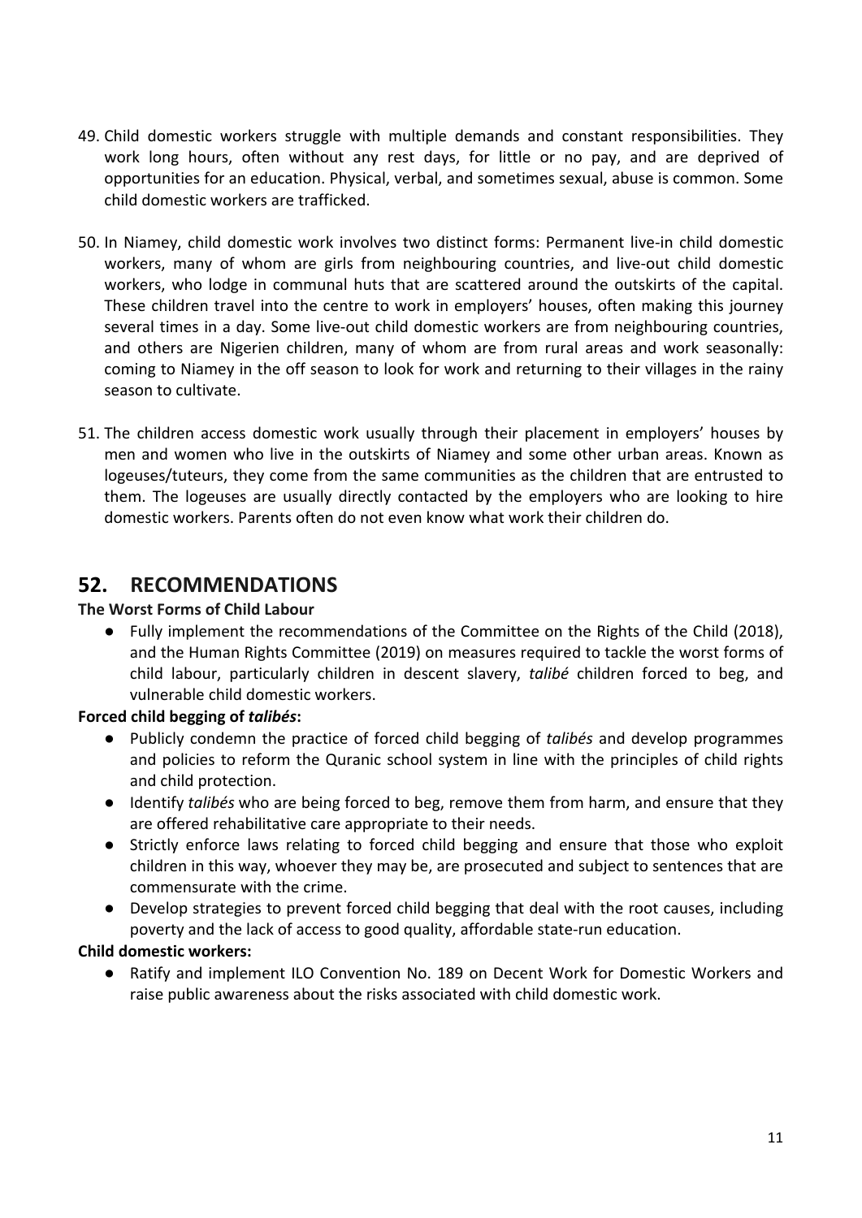49. Child domestic workers struggle with multiple demands and constant responsibilities. They work long hours, often without any rest days, for little or no pay, and are deprived of opportunities for an education. Physical, verbal, and sometimes sexual, abuse is common. Some child domestic workers are trafficked.

50. In Niamey, child domestic work involves two distinct forms: Permanent live-in child domestic workers, many of whom are girls from neighbouring countries, and live-out child domestic workers, who lodge in communal huts that are scattered around the outskirts of the capital. These children travel into the centre to work in employers' houses, often making this journey several times in a day. Some live-out child domestic workers are from neighbouring countries, and others are Nigerien children, many of whom are from rural areas and work seasonally: coming to Niamey in the off season to look for work and returning to their villages in the rainy season to cultivate.

51. The children access domestic work usually through their placement in employers' houses by men and women who live in the outskirts of Niamey and some other urban areas. Known as logeuses/tuteurs, they come from the same communities as the children that are entrusted to them. The logeuses are usually directly contacted by the employers who are looking to hire domestic workers. Parents often do not even know what work their children do.

## 52. RECOMMENDATIONS

**The Worst Forms of Child Labour**

- Fully implement the recommendations of the Committee on the Rights of the Child (2018), and the Human Rights Committee (2019) on measures required to tackle the worst forms of child labour, particularly children in descent slavery, *talibé* children forced to beg, and vulnerable child domestic workers.

**Forced child begging of *talibés*:**

- Publicly condemn the practice of forced child begging of *talibés* and develop programmes and policies to reform the Quranic school system in line with the principles of child rights and child protection.
- Identify *talibés* who are being forced to beg, remove them from harm, and ensure that they are offered rehabilitative care appropriate to their needs.
- Strictly enforce laws relating to forced child begging and ensure that those who exploit children in this way, whoever they may be, are prosecuted and subject to sentences that are commensurate with the crime.
- Develop strategies to prevent forced child begging that deal with the root causes, including poverty and the lack of access to good quality, affordable state-run education.

**Child domestic workers:**

- Ratify and implement ILO Convention No. 189 on Decent Work for Domestic Workers and raise public awareness about the risks associated with child domestic work.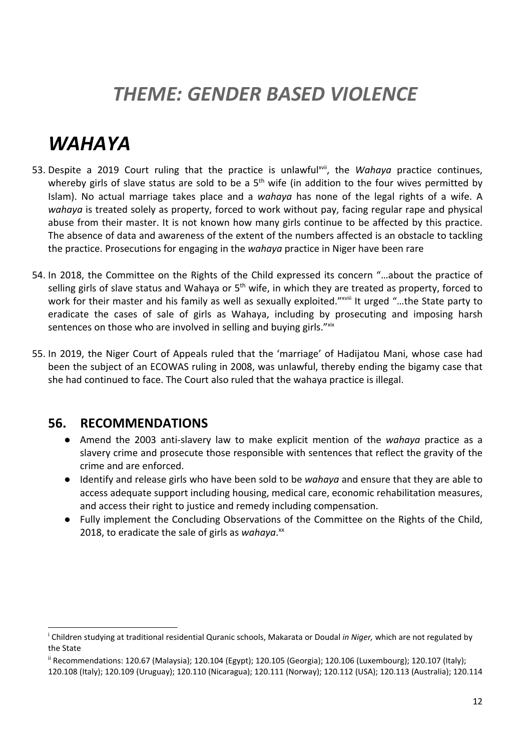# *THEME: GENDER BASED VIOLENCE*

# *WAHAYA*

53. Despite a 2019 Court ruling that the practice is unlawful[xvii], the *Wahaya* practice continues, whereby girls of slave status are sold to be a 5th wife (in addition to the four wives permitted by Islam). No actual marriage takes place and a *wahaya* has none of the legal rights of a wife. A *wahaya* is treated solely as property, forced to work without pay, facing regular rape and physical abuse from their master. It is not known how many girls continue to be affected by this practice. The absence of data and awareness of the extent of the numbers affected is an obstacle to tackling the practice. Prosecutions for engaging in the *wahaya* practice in Niger have been rare

54. In 2018, the Committee on the Rights of the Child expressed its concern "…about the practice of selling girls of slave status and Wahaya or 5th wife, in which they are treated as property, forced to work for their master and his family as well as sexually exploited."[xviii] It urged "…the State party to eradicate the cases of sale of girls as Wahaya, including by prosecuting and imposing harsh sentences on those who are involved in selling and buying girls."[xix]

55. In 2019, the Niger Court of Appeals ruled that the 'marriage' of Hadijatou Mani, whose case had been the subject of an ECOWAS ruling in 2008, was unlawful, thereby ending the bigamy case that she had continued to face. The Court also ruled that the wahaya practice is illegal.

## 56. RECOMMENDATIONS

- Amend the 2003 anti-slavery law to make explicit mention of the *wahaya* practice as a slavery crime and prosecute those responsible with sentences that reflect the gravity of the crime and are enforced.
- Identify and release girls who have been sold to be *wahaya* and ensure that they are able to access adequate support including housing, medical care, economic rehabilitation measures, and access their right to justice and remedy including compensation.
- Fully implement the Concluding Observations of the Committee on the Rights of the Child, 2018, to eradicate the sale of girls as *wahaya*.[xx]

---

[i] Children studying at traditional residential Quranic schools, Makarata or Doudal *in Niger,* which are not regulated by the State

[ii] Recommendations: 120.67 (Malaysia); 120.104 (Egypt); 120.105 (Georgia); 120.106 (Luxembourg); 120.107 (Italy); 120.108 (Italy); 120.109 (Uruguay); 120.110 (Nicaragua); 120.111 (Norway); 120.112 (USA); 120.113 (Australia); 120.114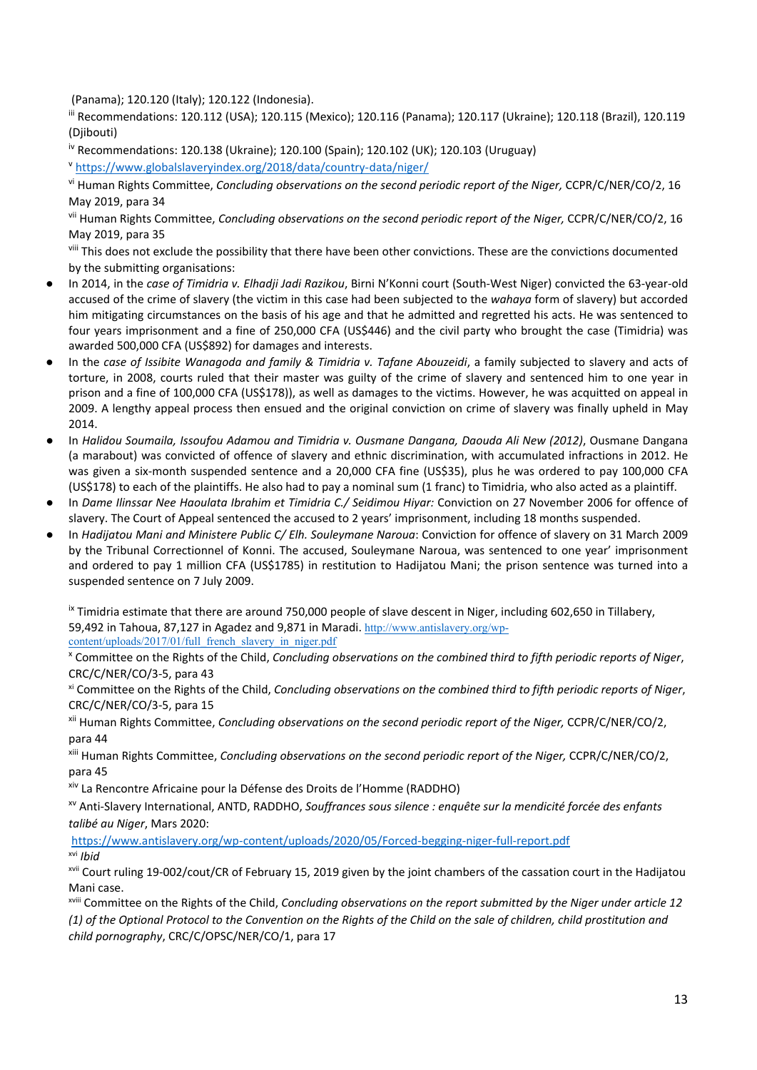(Panama); 120.120 (Italy); 120.122 (Indonesia).

[iii] Recommendations: 120.112 (USA); 120.115 (Mexico); 120.116 (Panama); 120.117 (Ukraine); 120.118 (Brazil), 120.119 (Djibouti)

[iv] Recommendations: 120.138 (Ukraine); 120.100 (Spain); 120.102 (UK); 120.103 (Uruguay)

[v] https://www.globalslaveryindex.org/2018/data/country-data/niger/

[vi] Human Rights Committee, *Concluding observations on the second periodic report of the Niger,* CCPR/C/NER/CO/2, 16 May 2019, para 34

[vii] Human Rights Committee, *Concluding observations on the second periodic report of the Niger,* CCPR/C/NER/CO/2, 16 May 2019, para 35

[viii] This does not exclude the possibility that there have been other convictions. These are the convictions documented by the submitting organisations:

- In 2014, in the *case of Timidria v. Elhadji Jadi Razikou*, Birni N'Konni court (South-West Niger) convicted the 63-year-old accused of the crime of slavery (the victim in this case had been subjected to the *wahaya* form of slavery) but accorded him mitigating circumstances on the basis of his age and that he admitted and regretted his acts. He was sentenced to four years imprisonment and a fine of 250,000 CFA (US$446) and the civil party who brought the case (Timidria) was awarded 500,000 CFA (US$892) for damages and interests.
- In the *case of Issibite Wanagoda and family & Timidria v. Tafane Abouzeidi*, a family subjected to slavery and acts of torture, in 2008, courts ruled that their master was guilty of the crime of slavery and sentenced him to one year in prison and a fine of 100,000 CFA (US$178)), as well as damages to the victims. However, he was acquitted on appeal in 2009. A lengthy appeal process then ensued and the original conviction on crime of slavery was finally upheld in May 2014.
- In *Halidou Soumaila, Issoufou Adamou and Timidria v. Ousmane Dangana, Daouda Ali New (2012)*, Ousmane Dangana (a marabout) was convicted of offence of slavery and ethnic discrimination, with accumulated infractions in 2012. He was given a six-month suspended sentence and a 20,000 CFA fine (US$35), plus he was ordered to pay 100,000 CFA (US$178) to each of the plaintiffs. He also had to pay a nominal sum (1 franc) to Timidria, who also acted as a plaintiff.
- In *Dame Ilinssar Nee Haoulata Ibrahim et Timidria C./ Seidimou Hiyar:* Conviction on 27 November 2006 for offence of slavery. The Court of Appeal sentenced the accused to 2 years' imprisonment, including 18 months suspended.
- In *Hadijatou Mani and Ministere Public C/ Elh. Souleymane Naroua*: Conviction for offence of slavery on 31 March 2009 by the Tribunal Correctionnel of Konni. The accused, Souleymane Naroua, was sentenced to one year' imprisonment and ordered to pay 1 million CFA (US$1785) in restitution to Hadijatou Mani; the prison sentence was turned into a suspended sentence on 7 July 2009.

[ix] Timidria estimate that there are around 750,000 people of slave descent in Niger, including 602,650 in Tillabery, 59,492 in Tahoua, 87,127 in Agadez and 9,871 in Maradi. http://www.antislavery.org/wp-content/uploads/2017/01/full_french_slavery_in_niger.pdf

[x] Committee on the Rights of the Child, *Concluding observations on the combined third to fifth periodic reports of Niger*, CRC/C/NER/CO/3-5, para 43

[xi] Committee on the Rights of the Child, *Concluding observations on the combined third to fifth periodic reports of Niger*, CRC/C/NER/CO/3-5, para 15

[xii] Human Rights Committee, *Concluding observations on the second periodic report of the Niger,* CCPR/C/NER/CO/2, para 44

[xiii] Human Rights Committee, *Concluding observations on the second periodic report of the Niger,* CCPR/C/NER/CO/2, para 45

[xiv] La Rencontre Africaine pour la Défense des Droits de l'Homme (RADDHO)

[xv] Anti-Slavery International, ANTD, RADDHO, *Souffrances sous silence : enquête sur la mendicité forcée des enfants talibé au Niger*, Mars 2020: https://www.antislavery.org/wp-content/uploads/2020/05/Forced-begging-niger-full-report.pdf

[xvi] *Ibid*

[xvii] Court ruling 19-002/cout/CR of February 15, 2019 given by the joint chambers of the cassation court in the Hadijatou Mani case.

[xviii] Committee on the Rights of the Child, *Concluding observations on the report submitted by the Niger under article 12 (1) of the Optional Protocol to the Convention on the Rights of the Child on the sale of children, child prostitution and child pornography*, CRC/C/OPSC/NER/CO/1, para 17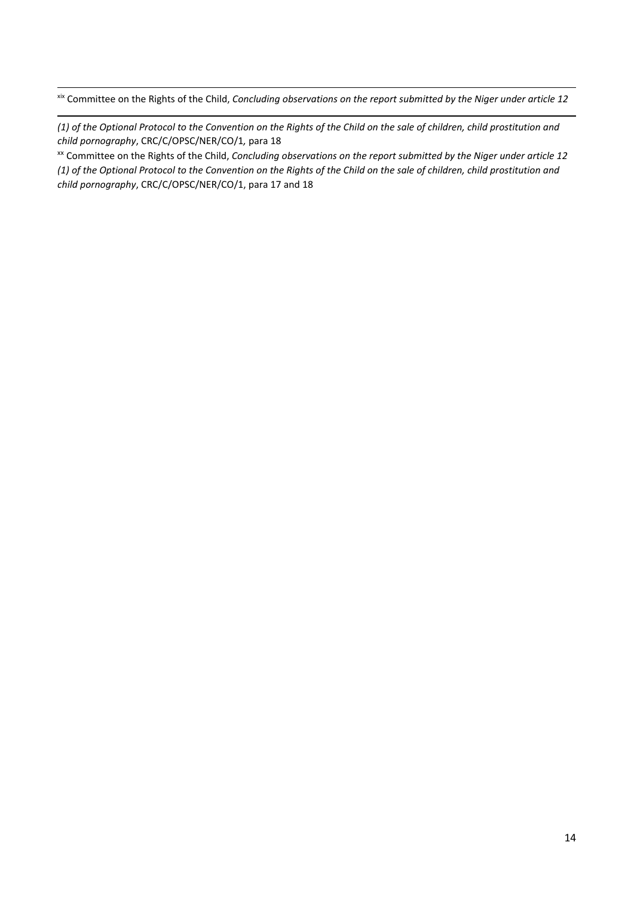[xix] Committee on the Rights of the Child, *Concluding observations on the report submitted by the Niger under article 12 (1) of the Optional Protocol to the Convention on the Rights of the Child on the sale of children, child prostitution and child pornography*, CRC/C/OPSC/NER/CO/1, para 18

[xx] Committee on the Rights of the Child, *Concluding observations on the report submitted by the Niger under article 12 (1) of the Optional Protocol to the Convention on the Rights of the Child on the sale of children, child prostitution and child pornography*, CRC/C/OPSC/NER/CO/1, para 17 and 18